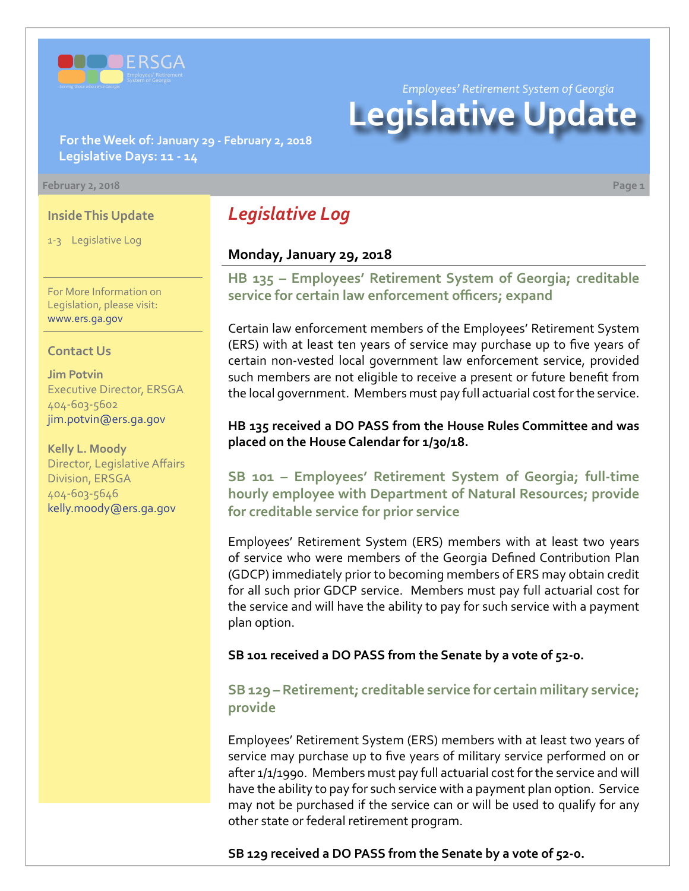*Employees' Retirement System of Georgia*

# Legislative Update

**For the Week of: January 29 - February 2, 2018**
**Legislative Days: 11 - 14**

February 2, 2018

### Inside This Update

1-3 Legislative Log

For More Information on Legislation, please visit: www.ers.ga.gov

### Contact Us

**Jim Potvin**
Executive Director, ERSGA
404-603-5602
jim.potvin@ers.ga.gov

**Kelly L. Moody**
Director, Legislative Affairs Division, ERSGA
404-603-5646
kelly.moody@ers.ga.gov

## *Legislative Log*

### Monday, January 29, 2018

#### HB 135 – Employees' Retirement System of Georgia; creditable service for certain law enforcement officers; expand

Certain law enforcement members of the Employees' Retirement System (ERS) with at least ten years of service may purchase up to five years of certain non-vested local government law enforcement service, provided such members are not eligible to receive a present or future benefit from the local government. Members must pay full actuarial cost for the service.

**HB 135 received a DO PASS from the House Rules Committee and was placed on the House Calendar for 1/30/18.**

#### SB 101 – Employees' Retirement System of Georgia; full-time hourly employee with Department of Natural Resources; provide for creditable service for prior service

Employees' Retirement System (ERS) members with at least two years of service who were members of the Georgia Defined Contribution Plan (GDCP) immediately prior to becoming members of ERS may obtain credit for all such prior GDCP service. Members must pay full actuarial cost for the service and will have the ability to pay for such service with a payment plan option.

**SB 101 received a DO PASS from the Senate by a vote of 52-0.**

#### SB 129 – Retirement; creditable service for certain military service; provide

Employees' Retirement System (ERS) members with at least two years of service may purchase up to five years of military service performed on or after 1/1/1990. Members must pay full actuarial cost for the service and will have the ability to pay for such service with a payment plan option. Service may not be purchased if the service can or will be used to qualify for any other state or federal retirement program.

**SB 129 received a DO PASS from the Senate by a vote of 52-0.**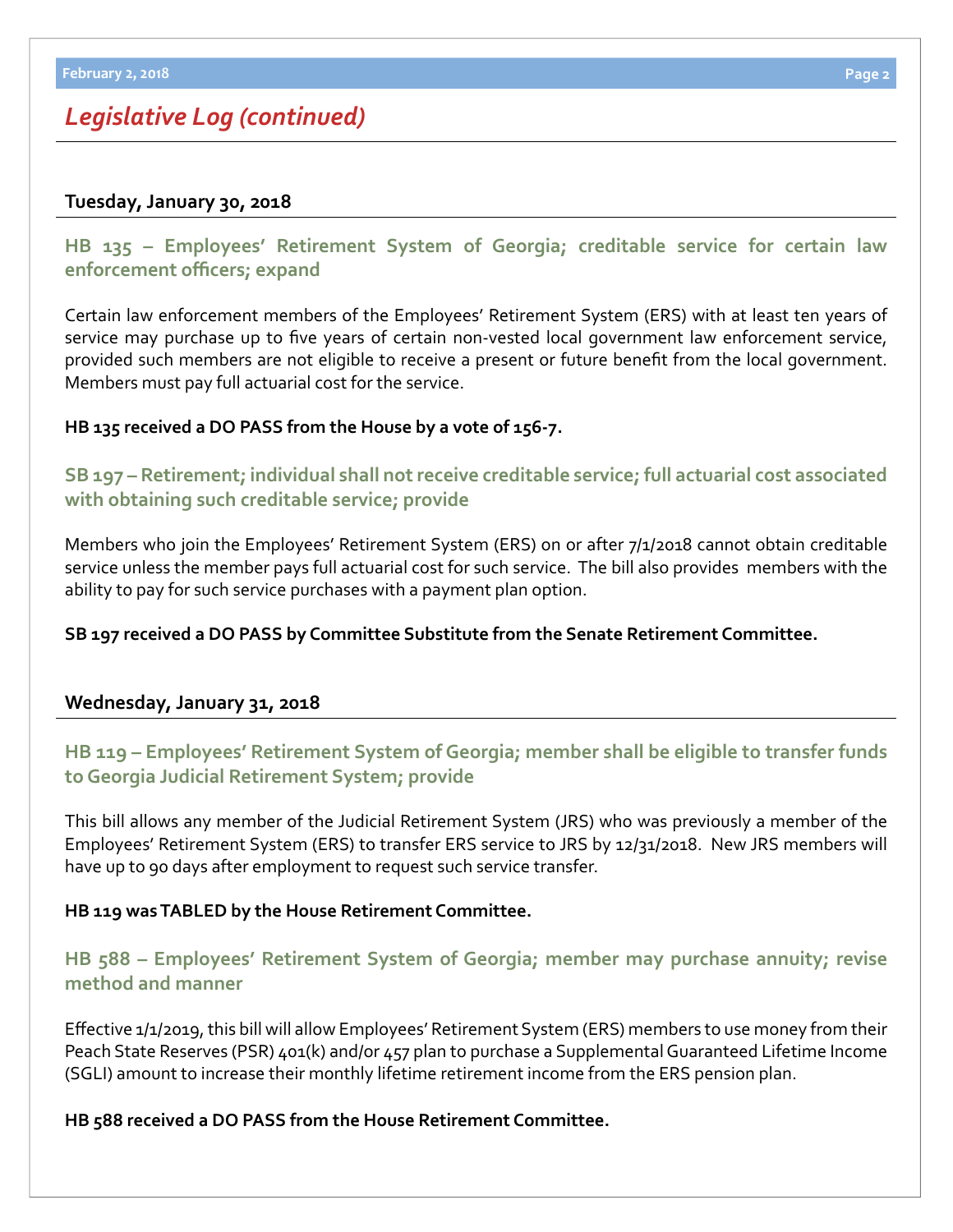# *Legislative Log (continued)*

## Tuesday, January 30, 2018

### HB 135 – Employees' Retirement System of Georgia; creditable service for certain law enforcement officers; expand

Certain law enforcement members of the Employees' Retirement System (ERS) with at least ten years of service may purchase up to five years of certain non-vested local government law enforcement service, provided such members are not eligible to receive a present or future benefit from the local government. Members must pay full actuarial cost for the service.

**HB 135 received a DO PASS from the House by a vote of 156-7.**

### SB 197 – Retirement; individual shall not receive creditable service; full actuarial cost associated with obtaining such creditable service; provide

Members who join the Employees' Retirement System (ERS) on or after 7/1/2018 cannot obtain creditable service unless the member pays full actuarial cost for such service. The bill also provides members with the ability to pay for such service purchases with a payment plan option.

**SB 197 received a DO PASS by Committee Substitute from the Senate Retirement Committee.**

## Wednesday, January 31, 2018

### HB 119 – Employees' Retirement System of Georgia; member shall be eligible to transfer funds to Georgia Judicial Retirement System; provide

This bill allows any member of the Judicial Retirement System (JRS) who was previously a member of the Employees' Retirement System (ERS) to transfer ERS service to JRS by 12/31/2018. New JRS members will have up to 90 days after employment to request such service transfer.

**HB 119 was TABLED by the House Retirement Committee.**

### HB 588 – Employees' Retirement System of Georgia; member may purchase annuity; revise method and manner

Effective 1/1/2019, this bill will allow Employees' Retirement System (ERS) members to use money from their Peach State Reserves (PSR) 401(k) and/or 457 plan to purchase a Supplemental Guaranteed Lifetime Income (SGLI) amount to increase their monthly lifetime retirement income from the ERS pension plan.

**HB 588 received a DO PASS from the House Retirement Committee.**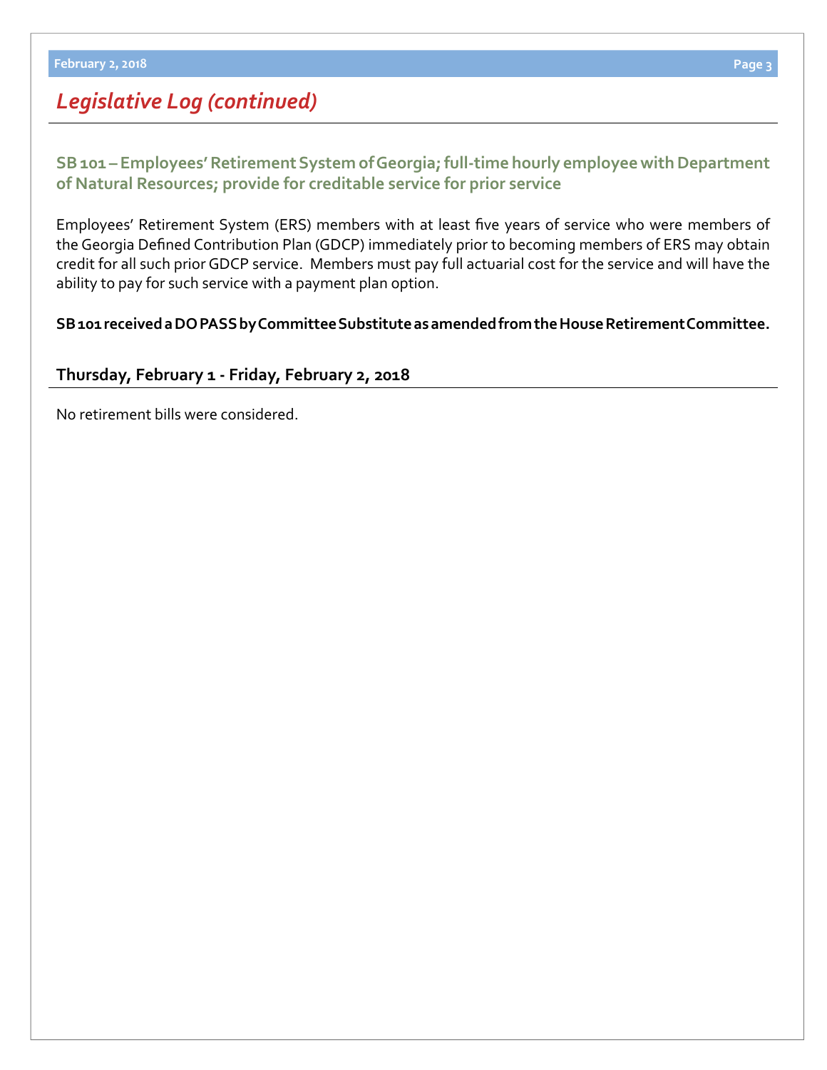## *Legislative Log (continued)*

### SB 101 – Employees' Retirement System of Georgia; full-time hourly employee with Department of Natural Resources; provide for creditable service for prior service

Employees' Retirement System (ERS) members with at least five years of service who were members of the Georgia Defined Contribution Plan (GDCP) immediately prior to becoming members of ERS may obtain credit for all such prior GDCP service. Members must pay full actuarial cost for the service and will have the ability to pay for such service with a payment plan option.

**SB 101 received a DO PASS by Committee Substitute as amended from the House Retirement Committee.**

### Thursday, February 1 - Friday, February 2, 2018

No retirement bills were considered.